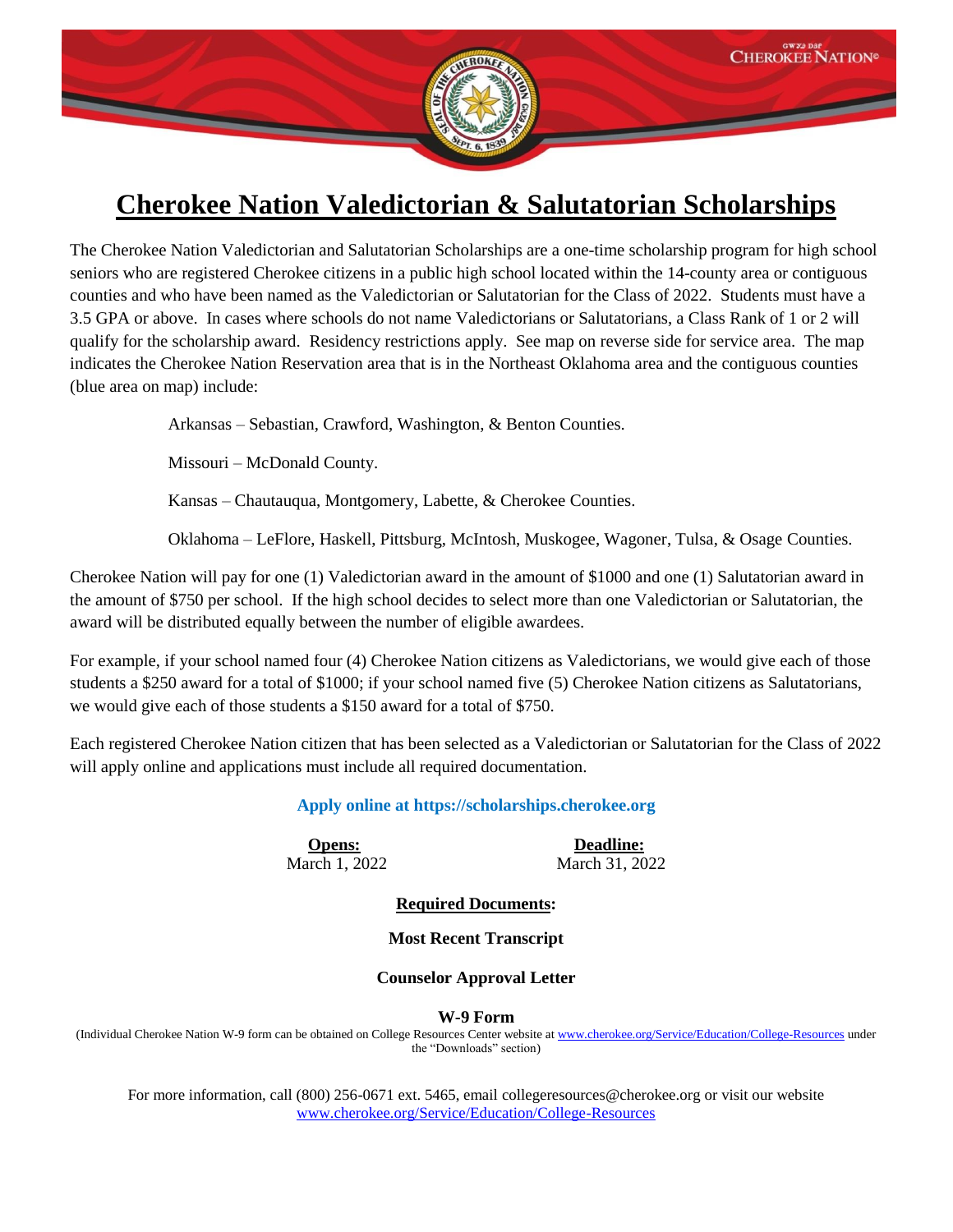# Cherokee Nation Valedictorian & Salutatorian Scholarships

The Cherokee Nation Valedictorian and Salutatorian Scholarships are a one-time scholarship program for high school seniors who are registered Cherokee citizens in a public high school located within the 14-county area or contiguous counties and who have been named as the Valedictorian or Salutatorian for the Class of 2022. Students must have a 3.5 GPA or above. In cases where schools do not name Valedictorians or Salutatorians, a Class Rank of 1 or 2 will qualify for the scholarship award. Residency restrictions apply. See map on reverse side for service area. The map indicates the Cherokee Nation Reservation area that is in the Northeast Oklahoma area and the contiguous counties (blue area on map) include:

Arkansas – Sebastian, Crawford, Washington, & Benton Counties.

Missouri – McDonald County.

Kansas – Chautauqua, Montgomery, Labette, & Cherokee Counties.

Oklahoma – LeFlore, Haskell, Pittsburg, McIntosh, Muskogee, Wagoner, Tulsa, & Osage Counties.

Cherokee Nation will pay for one (1) Valedictorian award in the amount of $1000 and one (1) Salutatorian award in the amount of $750 per school. If the high school decides to select more than one Valedictorian or Salutatorian, the award will be distributed equally between the number of eligible awardees.

For example, if your school named four (4) Cherokee Nation citizens as Valedictorians, we would give each of those students a $250 award for a total of $1000; if your school named five (5) Cherokee Nation citizens as Salutatorians, we would give each of those students a $150 award for a total of $750.

Each registered Cherokee Nation citizen that has been selected as a Valedictorian or Salutatorian for the Class of 2022 will apply online and applications must include all required documentation.

**Apply online at https://scholarships.cherokee.org**

**Opens:** March 1, 2022

**Deadline:** March 31, 2022

**Required Documents:**

**Most Recent Transcript**

**Counselor Approval Letter**

**W-9 Form**

(Individual Cherokee Nation W-9 form can be obtained on College Resources Center website at www.cherokee.org/Service/Education/College-Resources under the "Downloads" section)

For more information, call (800) 256-0671 ext. 5465, email collegeresources@cherokee.org or visit our website www.cherokee.org/Service/Education/College-Resources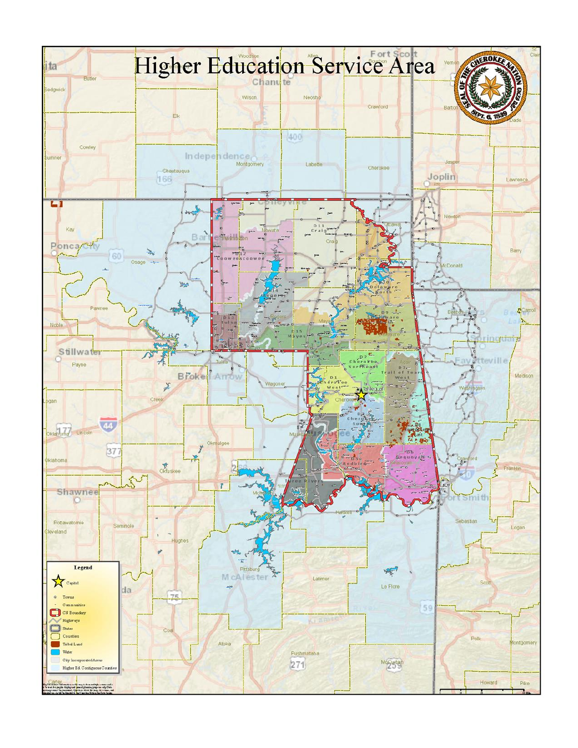# Higher Education Service Area

**Legend**

- Capitol
- Towns
- Communities
- CN Boundary
- Highways
- States
- Counties
- Tribal Land
- Water
- City Incorporated Areas
- Higher Ed. Contiguous Counties